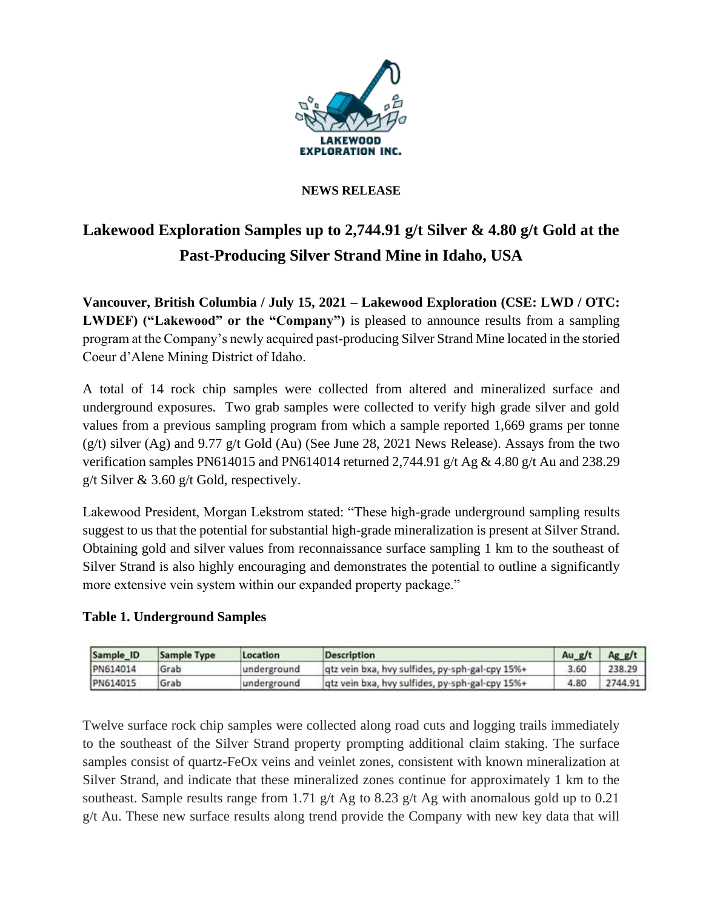LAKEWOOD EXPLORATION INC.

**NEWS RELEASE**

# Lakewood Exploration Samples up to 2,744.91 g/t Silver & 4.80 g/t Gold at the Past-Producing Silver Strand Mine in Idaho, USA

**Vancouver, British Columbia / July 15, 2021 – Lakewood Exploration (CSE: LWD / OTC: LWDEF) ("Lakewood" or the "Company")** is pleased to announce results from a sampling program at the Company's newly acquired past-producing Silver Strand Mine located in the storied Coeur d'Alene Mining District of Idaho.

A total of 14 rock chip samples were collected from altered and mineralized surface and underground exposures. Two grab samples were collected to verify high grade silver and gold values from a previous sampling program from which a sample reported 1,669 grams per tonne (g/t) silver (Ag) and 9.77 g/t Gold (Au) (See June 28, 2021 News Release). Assays from the two verification samples PN614015 and PN614014 returned 2,744.91 g/t Ag & 4.80 g/t Au and 238.29 g/t Silver & 3.60 g/t Gold, respectively.

Lakewood President, Morgan Lekstrom stated: "These high-grade underground sampling results suggest to us that the potential for substantial high-grade mineralization is present at Silver Strand. Obtaining gold and silver values from reconnaissance surface sampling 1 km to the southeast of Silver Strand is also highly encouraging and demonstrates the potential to outline a significantly more extensive vein system within our expanded property package."

### Table 1. Underground Samples

| Sample_ID | Sample Type | Location | Description | Au_g/t | Ag_g/t |
|---|---|---|---|---|---|
| PN614014 | Grab | underground | qtz vein bxa, hvy sulfides, py-sph-gal-cpy 15%+ | 3.60 | 238.29 |
| PN614015 | Grab | underground | qtz vein bxa, hvy sulfides, py-sph-gal-cpy 15%+ | 4.80 | 2744.91 |

Twelve surface rock chip samples were collected along road cuts and logging trails immediately to the southeast of the Silver Strand property prompting additional claim staking. The surface samples consist of quartz-FeOx veins and veinlet zones, consistent with known mineralization at Silver Strand, and indicate that these mineralized zones continue for approximately 1 km to the southeast. Sample results range from 1.71 g/t Ag to 8.23 g/t Ag with anomalous gold up to 0.21 g/t Au. These new surface results along trend provide the Company with new key data that will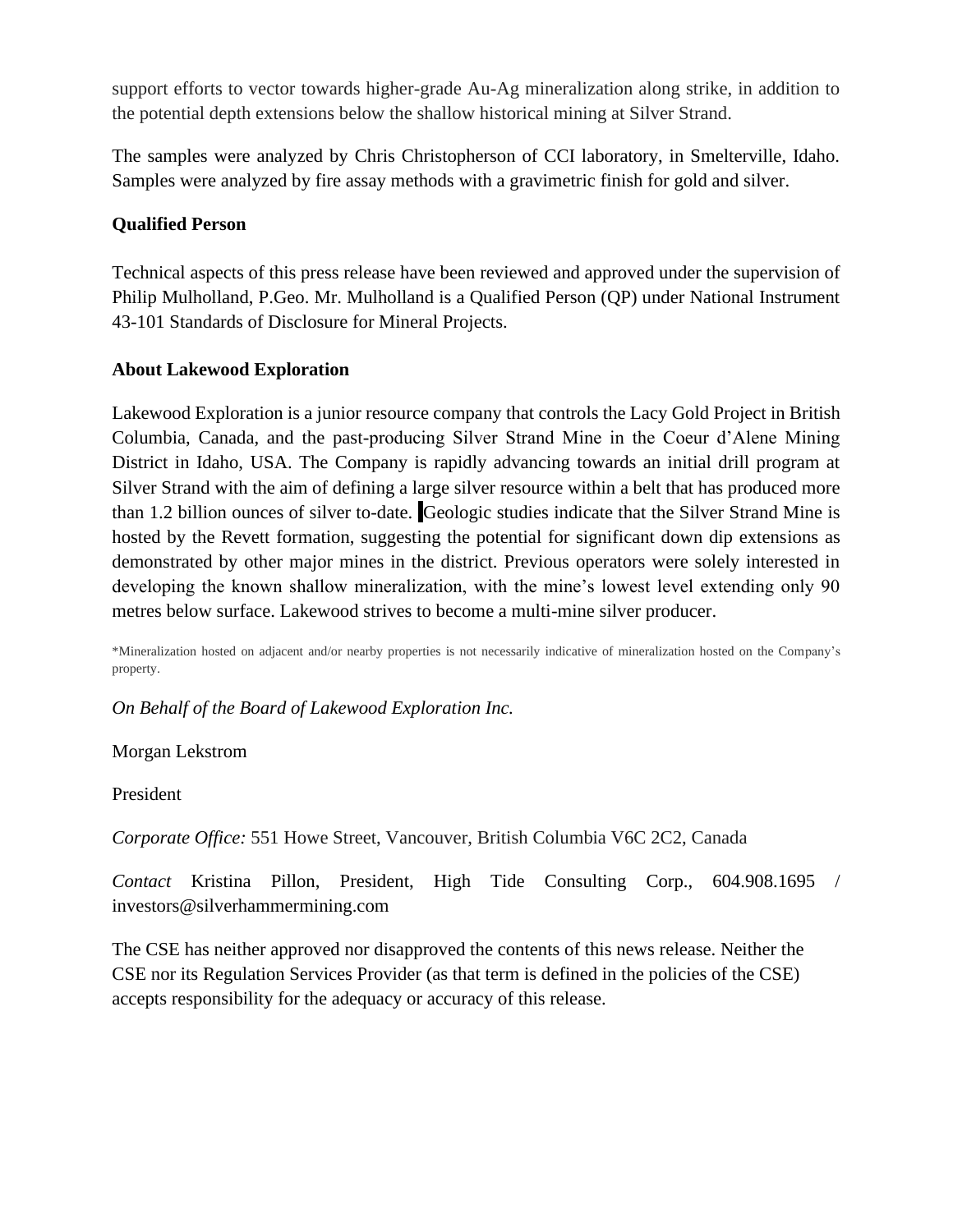support efforts to vector towards higher-grade Au-Ag mineralization along strike, in addition to the potential depth extensions below the shallow historical mining at Silver Strand.

The samples were analyzed by Chris Christopherson of CCI laboratory, in Smelterville, Idaho. Samples were analyzed by fire assay methods with a gravimetric finish for gold and silver.

**Qualified Person**

Technical aspects of this press release have been reviewed and approved under the supervision of Philip Mulholland, P.Geo. Mr. Mulholland is a Qualified Person (QP) under National Instrument 43-101 Standards of Disclosure for Mineral Projects.

**About Lakewood Exploration**

Lakewood Exploration is a junior resource company that controls the Lacy Gold Project in British Columbia, Canada, and the past-producing Silver Strand Mine in the Coeur d'Alene Mining District in Idaho, USA. The Company is rapidly advancing towards an initial drill program at Silver Strand with the aim of defining a large silver resource within a belt that has produced more than 1.2 billion ounces of silver to-date. Geologic studies indicate that the Silver Strand Mine is hosted by the Revett formation, suggesting the potential for significant down dip extensions as demonstrated by other major mines in the district. Previous operators were solely interested in developing the known shallow mineralization, with the mine's lowest level extending only 90 metres below surface. Lakewood strives to become a multi-mine silver producer.

*Mineralization hosted on adjacent and/or nearby properties is not necessarily indicative of mineralization hosted on the Company's property.

*On Behalf of the Board of Lakewood Exploration Inc.*

Morgan Lekstrom

President

*Corporate Office:* 551 Howe Street, Vancouver, British Columbia V6C 2C2, Canada

*Contact* Kristina Pillon, President, High Tide Consulting Corp., 604.908.1695 / investors@silverhammermining.com

The CSE has neither approved nor disapproved the contents of this news release. Neither the CSE nor its Regulation Services Provider (as that term is defined in the policies of the CSE) accepts responsibility for the adequacy or accuracy of this release.